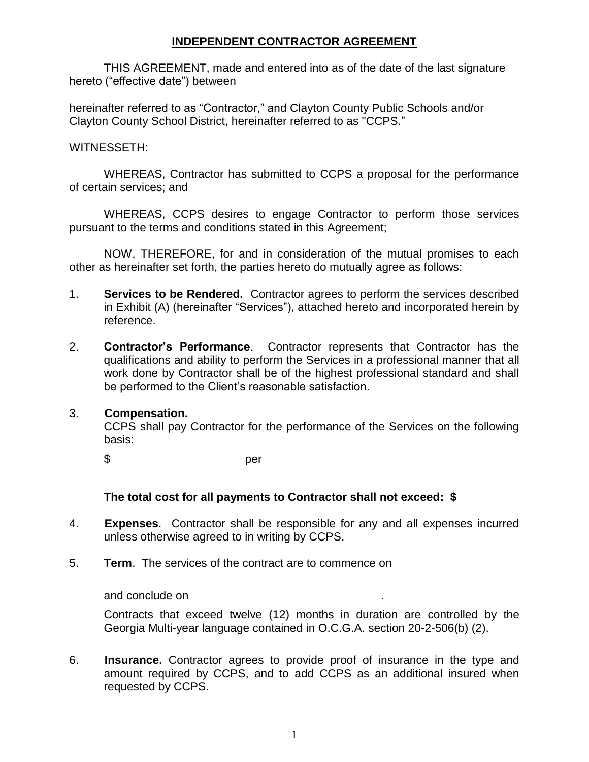# INDEPENDENT CONTRACTOR AGREEMENT

THIS AGREEMENT, made and entered into as of the date of the last signature hereto ("effective date") between

hereinafter referred to as "Contractor," and Clayton County Public Schools and/or Clayton County School District, hereinafter referred to as "CCPS."

WITNESSETH:

WHEREAS, Contractor has submitted to CCPS a proposal for the performance of certain services; and

WHEREAS, CCPS desires to engage Contractor to perform those services pursuant to the terms and conditions stated in this Agreement;

NOW, THEREFORE, for and in consideration of the mutual promises to each other as hereinafter set forth, the parties hereto do mutually agree as follows:

1. **Services to be Rendered.** Contractor agrees to perform the services described in Exhibit (A) (hereinafter "Services"), attached hereto and incorporated herein by reference.

2. **Contractor's Performance**. Contractor represents that Contractor has the qualifications and ability to perform the Services in a professional manner that all work done by Contractor shall be of the highest professional standard and shall be performed to the Client's reasonable satisfaction.

3. **Compensation.**
   CCPS shall pay Contractor for the performance of the Services on the following basis:

   $ per

   **The total cost for all payments to Contractor shall not exceed: $**

4. **Expenses**. Contractor shall be responsible for any and all expenses incurred unless otherwise agreed to in writing by CCPS.

5. **Term**. The services of the contract are to commence on

   and conclude on .

   Contracts that exceed twelve (12) months in duration are controlled by the Georgia Multi-year language contained in O.C.G.A. section 20-2-506(b) (2).

6. **Insurance.** Contractor agrees to provide proof of insurance in the type and amount required by CCPS, and to add CCPS as an additional insured when requested by CCPS.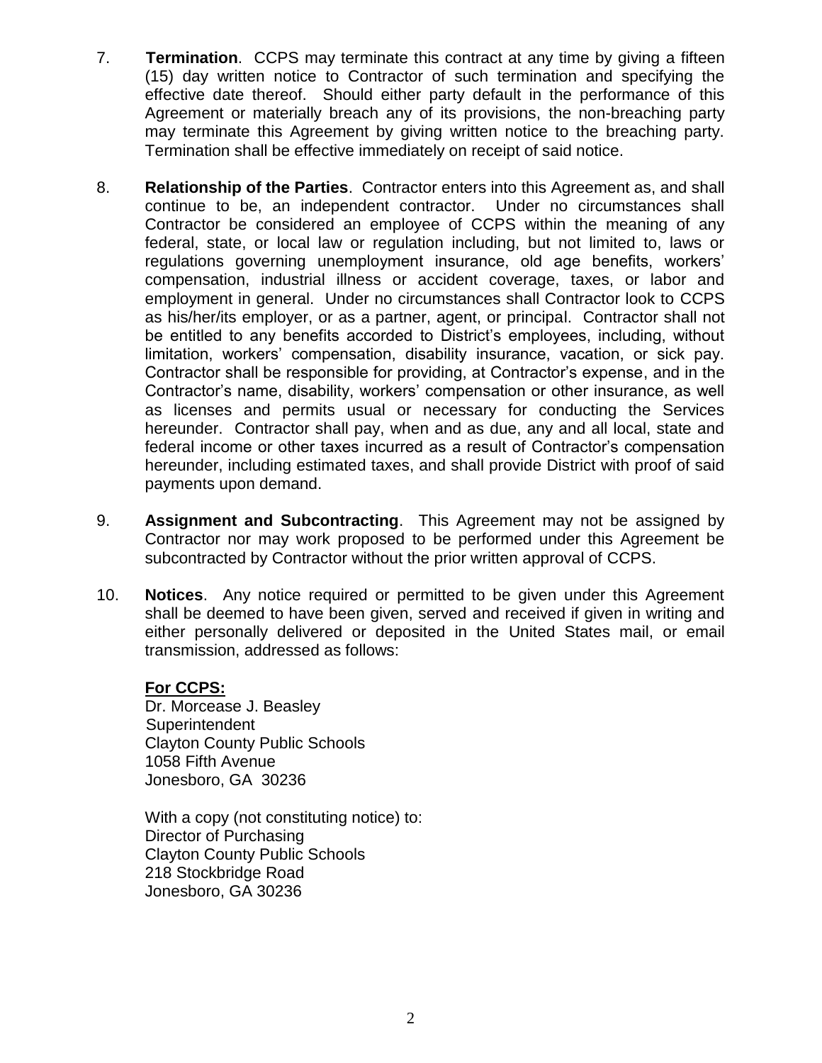7. **Termination**. CCPS may terminate this contract at any time by giving a fifteen (15) day written notice to Contractor of such termination and specifying the effective date thereof. Should either party default in the performance of this Agreement or materially breach any of its provisions, the non-breaching party may terminate this Agreement by giving written notice to the breaching party. Termination shall be effective immediately on receipt of said notice.

8. **Relationship of the Parties**. Contractor enters into this Agreement as, and shall continue to be, an independent contractor. Under no circumstances shall Contractor be considered an employee of CCPS within the meaning of any federal, state, or local law or regulation including, but not limited to, laws or regulations governing unemployment insurance, old age benefits, workers' compensation, industrial illness or accident coverage, taxes, or labor and employment in general. Under no circumstances shall Contractor look to CCPS as his/her/its employer, or as a partner, agent, or principal. Contractor shall not be entitled to any benefits accorded to District's employees, including, without limitation, workers' compensation, disability insurance, vacation, or sick pay. Contractor shall be responsible for providing, at Contractor's expense, and in the Contractor's name, disability, workers' compensation or other insurance, as well as licenses and permits usual or necessary for conducting the Services hereunder. Contractor shall pay, when and as due, any and all local, state and federal income or other taxes incurred as a result of Contractor's compensation hereunder, including estimated taxes, and shall provide District with proof of said payments upon demand.

9. **Assignment and Subcontracting**. This Agreement may not be assigned by Contractor nor may work proposed to be performed under this Agreement be subcontracted by Contractor without the prior written approval of CCPS.

10. **Notices**. Any notice required or permitted to be given under this Agreement shall be deemed to have been given, served and received if given in writing and either personally delivered or deposited in the United States mail, or email transmission, addressed as follows:

    **<u>For CCPS:</u>**
    Dr. Morcease J. Beasley
    Superintendent
    Clayton County Public Schools
    1058 Fifth Avenue
    Jonesboro, GA 30236

    With a copy (not constituting notice) to:
    Director of Purchasing
    Clayton County Public Schools
    218 Stockbridge Road
    Jonesboro, GA 30236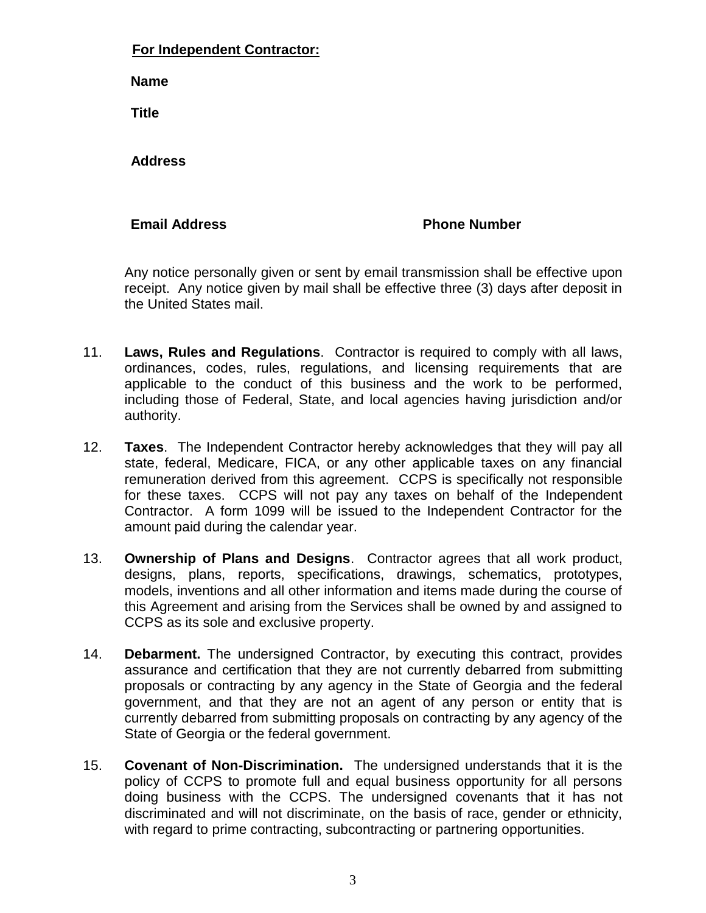**For Independent Contractor:**

**Name**

**Title**

**Address**

**Email Address** **Phone Number**

Any notice personally given or sent by email transmission shall be effective upon receipt. Any notice given by mail shall be effective three (3) days after deposit in the United States mail.

11. **Laws, Rules and Regulations**. Contractor is required to comply with all laws, ordinances, codes, rules, regulations, and licensing requirements that are applicable to the conduct of this business and the work to be performed, including those of Federal, State, and local agencies having jurisdiction and/or authority.

12. **Taxes**. The Independent Contractor hereby acknowledges that they will pay all state, federal, Medicare, FICA, or any other applicable taxes on any financial remuneration derived from this agreement. CCPS is specifically not responsible for these taxes. CCPS will not pay any taxes on behalf of the Independent Contractor. A form 1099 will be issued to the Independent Contractor for the amount paid during the calendar year.

13. **Ownership of Plans and Designs**. Contractor agrees that all work product, designs, plans, reports, specifications, drawings, schematics, prototypes, models, inventions and all other information and items made during the course of this Agreement and arising from the Services shall be owned by and assigned to CCPS as its sole and exclusive property.

14. **Debarment.** The undersigned Contractor, by executing this contract, provides assurance and certification that they are not currently debarred from submitting proposals or contracting by any agency in the State of Georgia and the federal government, and that they are not an agent of any person or entity that is currently debarred from submitting proposals on contracting by any agency of the State of Georgia or the federal government.

15. **Covenant of Non-Discrimination.** The undersigned understands that it is the policy of CCPS to promote full and equal business opportunity for all persons doing business with the CCPS. The undersigned covenants that it has not discriminated and will not discriminate, on the basis of race, gender or ethnicity, with regard to prime contracting, subcontracting or partnering opportunities.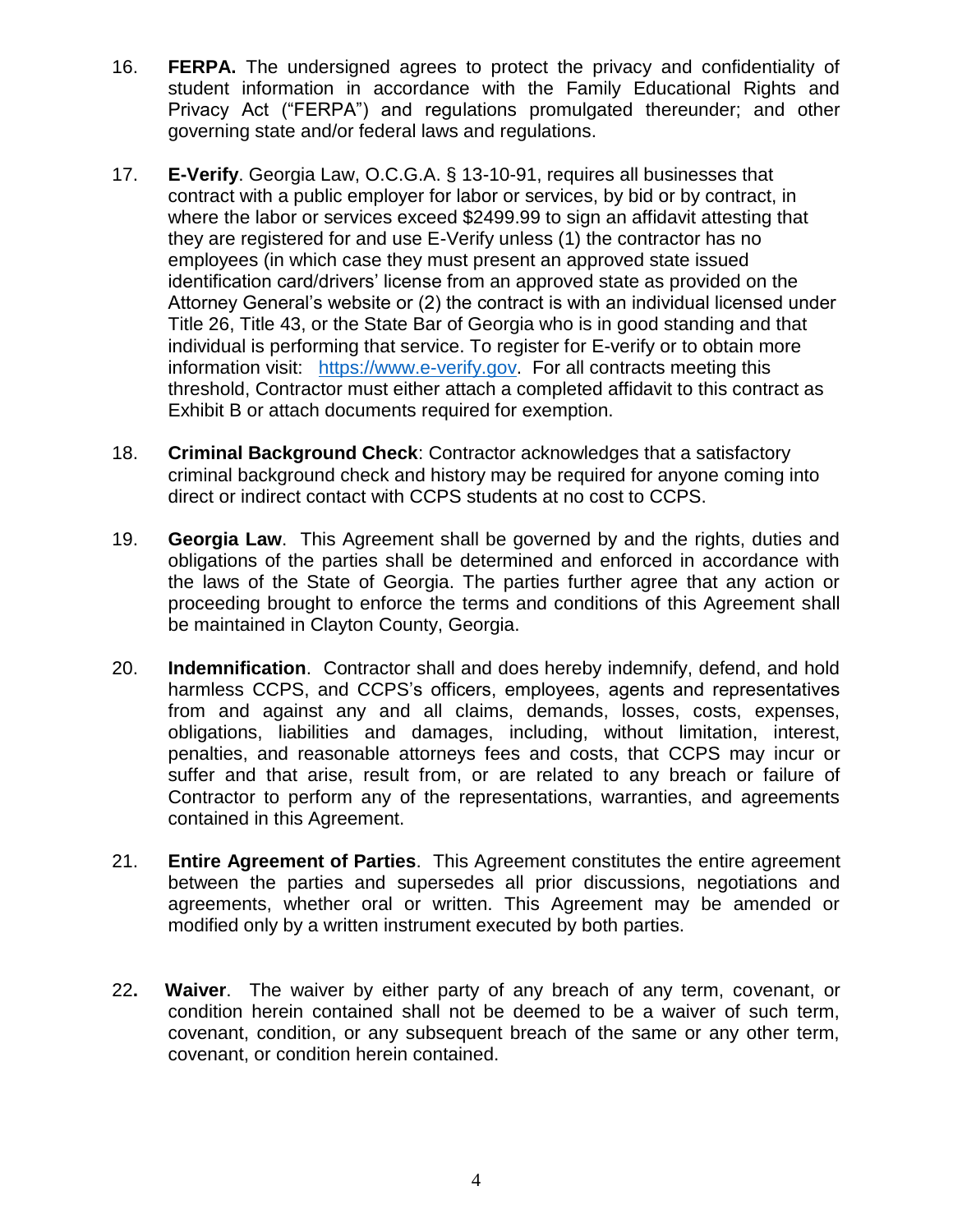16. **FERPA.** The undersigned agrees to protect the privacy and confidentiality of student information in accordance with the Family Educational Rights and Privacy Act ("FERPA") and regulations promulgated thereunder; and other governing state and/or federal laws and regulations.

17. **E-Verify**. Georgia Law, O.C.G.A. § 13-10-91, requires all businesses that contract with a public employer for labor or services, by bid or by contract, in where the labor or services exceed $2499.99 to sign an affidavit attesting that they are registered for and use E-Verify unless (1) the contractor has no employees (in which case they must present an approved state issued identification card/drivers' license from an approved state as provided on the Attorney General's website or (2) the contract is with an individual licensed under Title 26, Title 43, or the State Bar of Georgia who is in good standing and that individual is performing that service. To register for E-verify or to obtain more information visit: https://www.e-verify.gov. For all contracts meeting this threshold, Contractor must either attach a completed affidavit to this contract as Exhibit B or attach documents required for exemption.

18. **Criminal Background Check**: Contractor acknowledges that a satisfactory criminal background check and history may be required for anyone coming into direct or indirect contact with CCPS students at no cost to CCPS.

19. **Georgia Law**. This Agreement shall be governed by and the rights, duties and obligations of the parties shall be determined and enforced in accordance with the laws of the State of Georgia. The parties further agree that any action or proceeding brought to enforce the terms and conditions of this Agreement shall be maintained in Clayton County, Georgia.

20. **Indemnification**. Contractor shall and does hereby indemnify, defend, and hold harmless CCPS, and CCPS's officers, employees, agents and representatives from and against any and all claims, demands, losses, costs, expenses, obligations, liabilities and damages, including, without limitation, interest, penalties, and reasonable attorneys fees and costs, that CCPS may incur or suffer and that arise, result from, or are related to any breach or failure of Contractor to perform any of the representations, warranties, and agreements contained in this Agreement.

21. **Entire Agreement of Parties**. This Agreement constitutes the entire agreement between the parties and supersedes all prior discussions, negotiations and agreements, whether oral or written. This Agreement may be amended or modified only by a written instrument executed by both parties.

22. **Waiver**. The waiver by either party of any breach of any term, covenant, or condition herein contained shall not be deemed to be a waiver of such term, covenant, condition, or any subsequent breach of the same or any other term, covenant, or condition herein contained.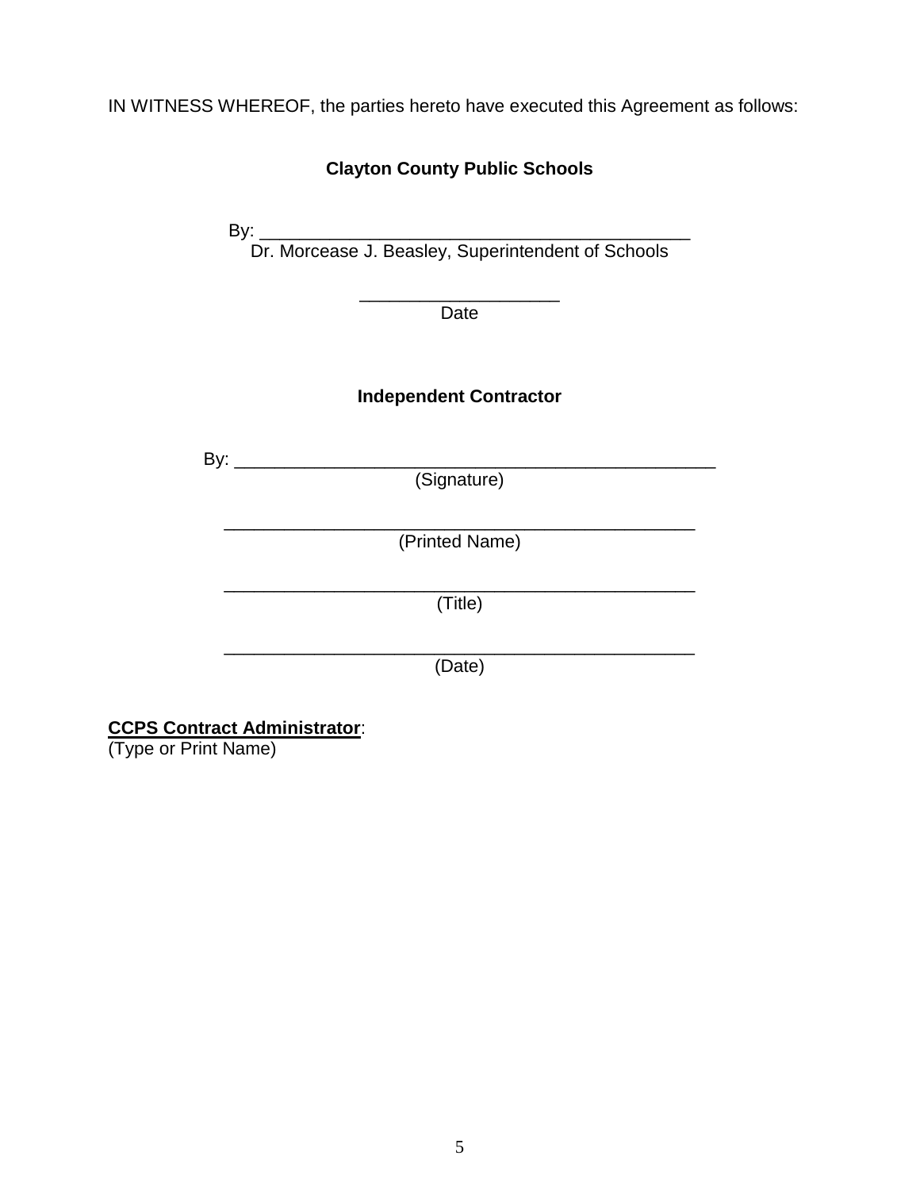IN WITNESS WHEREOF, the parties hereto have executed this Agreement as follows:

**Clayton County Public Schools**

By: _____________________________________________
Dr. Morcease J. Beasley, Superintendent of Schools

____________________
Date

**Independent Contractor**

By: __________________________________________________
(Signature)

_________________________________________________
(Printed Name)

_________________________________________________
(Title)

_________________________________________________
(Date)

**<u>CCPS Contract Administrator</u>**:
(Type or Print Name)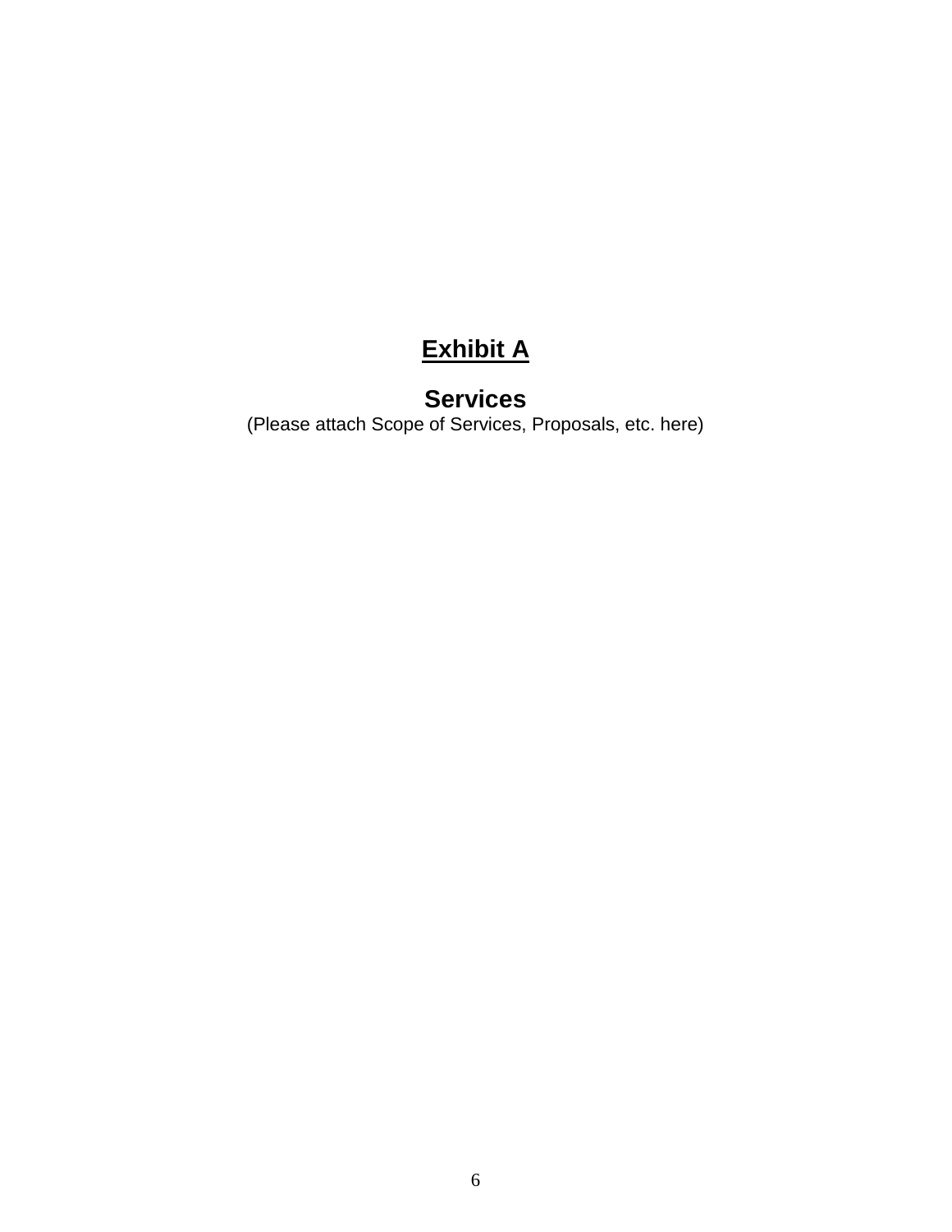# **Exhibit A**

## Services

(Please attach Scope of Services, Proposals, etc. here)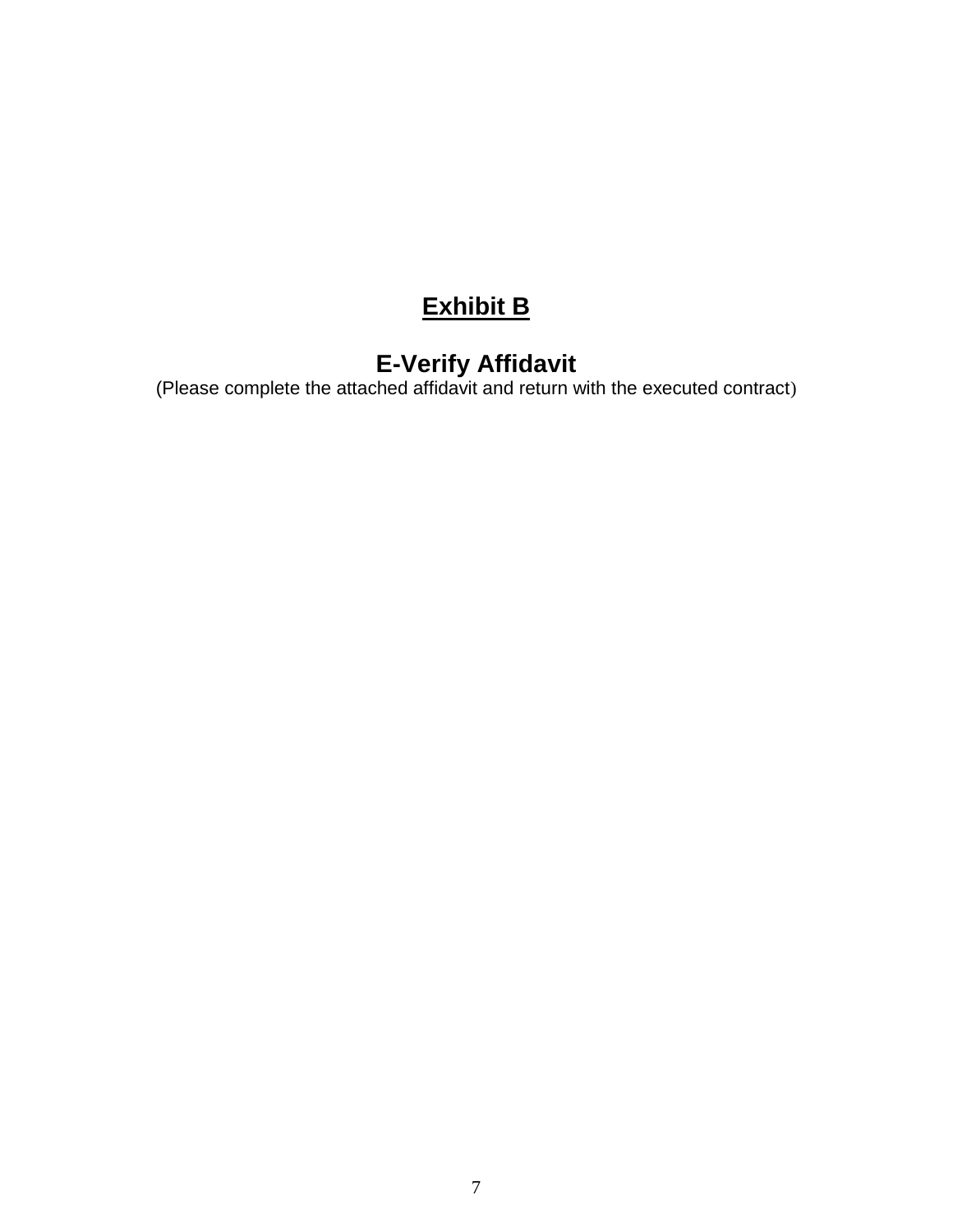# **Exhibit B**

## E-Verify Affidavit

(Please complete the attached affidavit and return with the executed contract)